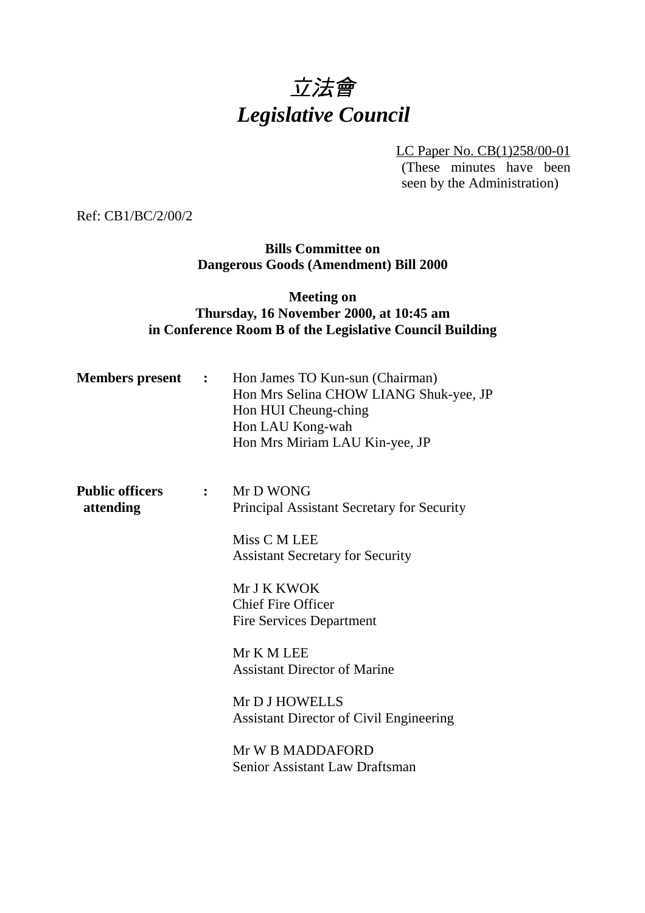# *立法會*
# *Legislative Council*

LC Paper No. CB(1)258/00-01
(These minutes have been seen by the Administration)

Ref: CB1/BC/2/00/2

**Bills Committee on**
**Dangerous Goods (Amendment) Bill 2000**

**Meeting on**
**Thursday, 16 November 2000, at 10:45 am**
**in Conference Room B of the Legislative Council Building**

**Members present :**

Hon James TO Kun-sun (Chairman)
Hon Mrs Selina CHOW LIANG Shuk-yee, JP
Hon HUI Cheung-ching
Hon LAU Kong-wah
Hon Mrs Miriam LAU Kin-yee, JP

**Public officers attending :**

Mr D WONG
Principal Assistant Secretary for Security

Miss C M LEE
Assistant Secretary for Security

Mr J K KWOK
Chief Fire Officer
Fire Services Department

Mr K M LEE
Assistant Director of Marine

Mr D J HOWELLS
Assistant Director of Civil Engineering

Mr W B MADDAFORD
Senior Assistant Law Draftsman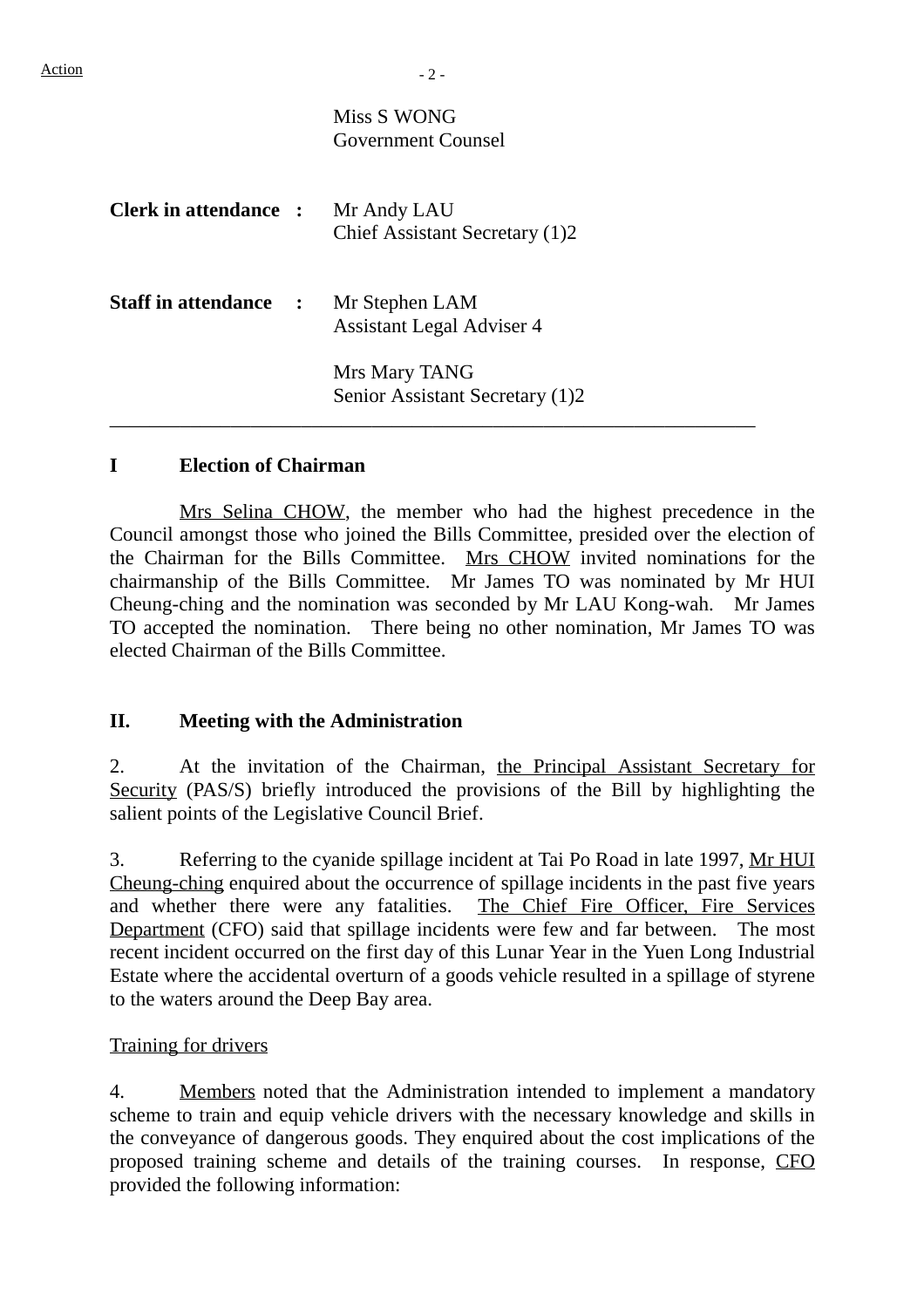Action

Miss S WONG
Government Counsel

**Clerk in attendance :** Mr Andy LAU
Chief Assistant Secretary (1)2

**Staff in attendance :** Mr Stephen LAM
Assistant Legal Adviser 4

Mrs Mary TANG
Senior Assistant Secretary (1)2

---

## I Election of Chairman

Mrs Selina CHOW, the member who had the highest precedence in the Council amongst those who joined the Bills Committee, presided over the election of the Chairman for the Bills Committee. Mrs CHOW invited nominations for the chairmanship of the Bills Committee. Mr James TO was nominated by Mr HUI Cheung-ching and the nomination was seconded by Mr LAU Kong-wah. Mr James TO accepted the nomination. There being no other nomination, Mr James TO was elected Chairman of the Bills Committee.

## II. Meeting with the Administration

2. At the invitation of the Chairman, the Principal Assistant Secretary for Security (PAS/S) briefly introduced the provisions of the Bill by highlighting the salient points of the Legislative Council Brief.

3. Referring to the cyanide spillage incident at Tai Po Road in late 1997, Mr HUI Cheung-ching enquired about the occurrence of spillage incidents in the past five years and whether there were any fatalities. The Chief Fire Officer, Fire Services Department (CFO) said that spillage incidents were few and far between. The most recent incident occurred on the first day of this Lunar Year in the Yuen Long Industrial Estate where the accidental overturn of a goods vehicle resulted in a spillage of styrene to the waters around the Deep Bay area.

Training for drivers

4. Members noted that the Administration intended to implement a mandatory scheme to train and equip vehicle drivers with the necessary knowledge and skills in the conveyance of dangerous goods. They enquired about the cost implications of the proposed training scheme and details of the training courses. In response, CFO provided the following information: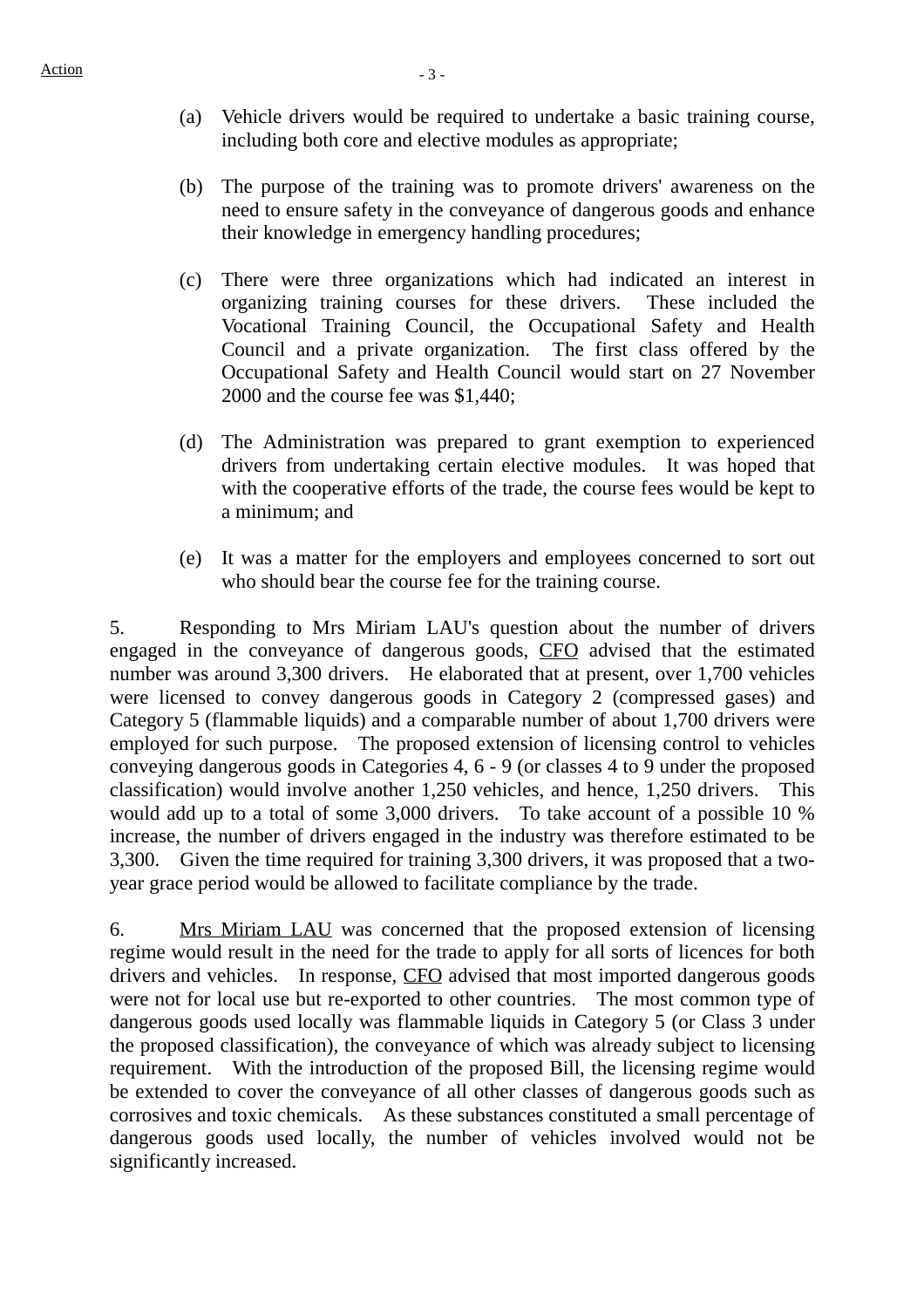(a) Vehicle drivers would be required to undertake a basic training course, including both core and elective modules as appropriate;

(b) The purpose of the training was to promote drivers' awareness on the need to ensure safety in the conveyance of dangerous goods and enhance their knowledge in emergency handling procedures;

(c) There were three organizations which had indicated an interest in organizing training courses for these drivers. These included the Vocational Training Council, the Occupational Safety and Health Council and a private organization. The first class offered by the Occupational Safety and Health Council would start on 27 November 2000 and the course fee was $1,440;

(d) The Administration was prepared to grant exemption to experienced drivers from undertaking certain elective modules. It was hoped that with the cooperative efforts of the trade, the course fees would be kept to a minimum; and

(e) It was a matter for the employers and employees concerned to sort out who should bear the course fee for the training course.

5. Responding to Mrs Miriam LAU's question about the number of drivers engaged in the conveyance of dangerous goods, CFO advised that the estimated number was around 3,300 drivers. He elaborated that at present, over 1,700 vehicles were licensed to convey dangerous goods in Category 2 (compressed gases) and Category 5 (flammable liquids) and a comparable number of about 1,700 drivers were employed for such purpose. The proposed extension of licensing control to vehicles conveying dangerous goods in Categories 4, 6 - 9 (or classes 4 to 9 under the proposed classification) would involve another 1,250 vehicles, and hence, 1,250 drivers. This would add up to a total of some 3,000 drivers. To take account of a possible 10 % increase, the number of drivers engaged in the industry was therefore estimated to be 3,300. Given the time required for training 3,300 drivers, it was proposed that a two-year grace period would be allowed to facilitate compliance by the trade.

6. Mrs Miriam LAU was concerned that the proposed extension of licensing regime would result in the need for the trade to apply for all sorts of licences for both drivers and vehicles. In response, CFO advised that most imported dangerous goods were not for local use but re-exported to other countries. The most common type of dangerous goods used locally was flammable liquids in Category 5 (or Class 3 under the proposed classification), the conveyance of which was already subject to licensing requirement. With the introduction of the proposed Bill, the licensing regime would be extended to cover the conveyance of all other classes of dangerous goods such as corrosives and toxic chemicals. As these substances constituted a small percentage of dangerous goods used locally, the number of vehicles involved would not be significantly increased.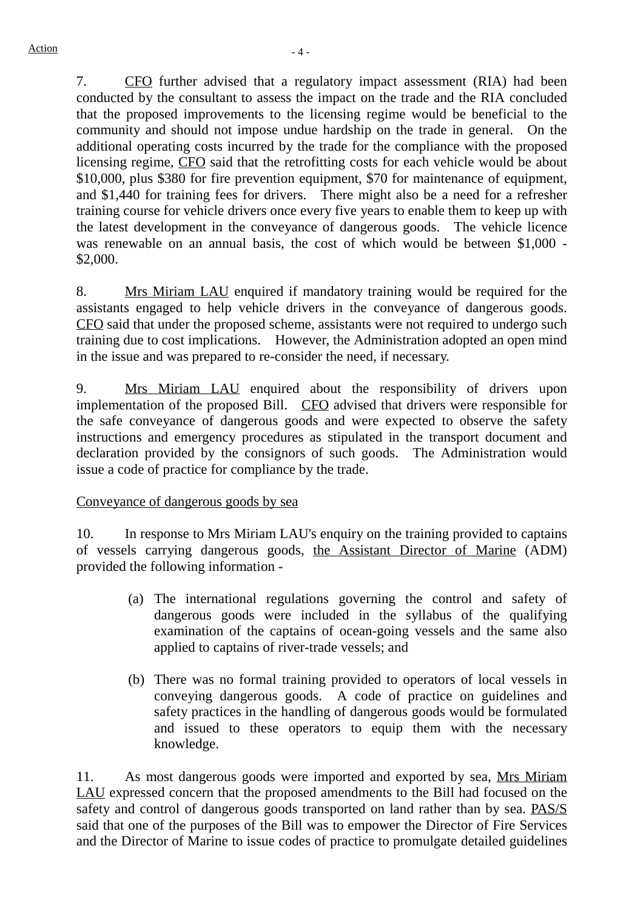7. CFO further advised that a regulatory impact assessment (RIA) had been conducted by the consultant to assess the impact on the trade and the RIA concluded that the proposed improvements to the licensing regime would be beneficial to the community and should not impose undue hardship on the trade in general. On the additional operating costs incurred by the trade for the compliance with the proposed licensing regime, CFO said that the retrofitting costs for each vehicle would be about $10,000, plus $380 for fire prevention equipment, $70 for maintenance of equipment, and $1,440 for training fees for drivers. There might also be a need for a refresher training course for vehicle drivers once every five years to enable them to keep up with the latest development in the conveyance of dangerous goods. The vehicle licence was renewable on an annual basis, the cost of which would be between $1,000 - $2,000.

8. Mrs Miriam LAU enquired if mandatory training would be required for the assistants engaged to help vehicle drivers in the conveyance of dangerous goods. CFO said that under the proposed scheme, assistants were not required to undergo such training due to cost implications. However, the Administration adopted an open mind in the issue and was prepared to re-consider the need, if necessary.

9. Mrs Miriam LAU enquired about the responsibility of drivers upon implementation of the proposed Bill. CFO advised that drivers were responsible for the safe conveyance of dangerous goods and were expected to observe the safety instructions and emergency procedures as stipulated in the transport document and declaration provided by the consignors of such goods. The Administration would issue a code of practice for compliance by the trade.

Conveyance of dangerous goods by sea

10. In response to Mrs Miriam LAU's enquiry on the training provided to captains of vessels carrying dangerous goods, the Assistant Director of Marine (ADM) provided the following information -

(a) The international regulations governing the control and safety of dangerous goods were included in the syllabus of the qualifying examination of the captains of ocean-going vessels and the same also applied to captains of river-trade vessels; and

(b) There was no formal training provided to operators of local vessels in conveying dangerous goods. A code of practice on guidelines and safety practices in the handling of dangerous goods would be formulated and issued to these operators to equip them with the necessary knowledge.

11. As most dangerous goods were imported and exported by sea, Mrs Miriam LAU expressed concern that the proposed amendments to the Bill had focused on the safety and control of dangerous goods transported on land rather than by sea. PAS/S said that one of the purposes of the Bill was to empower the Director of Fire Services and the Director of Marine to issue codes of practice to promulgate detailed guidelines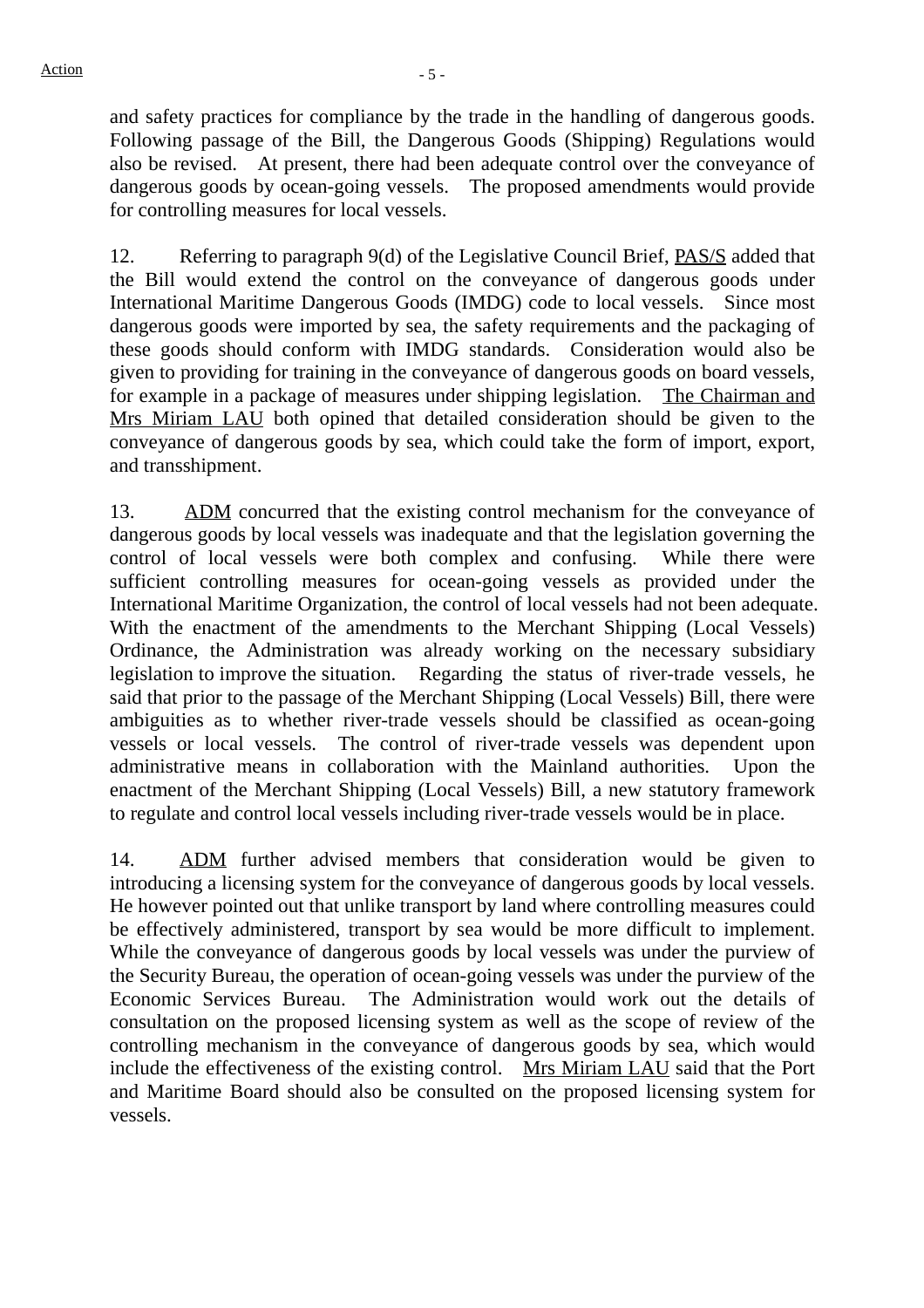and safety practices for compliance by the trade in the handling of dangerous goods. Following passage of the Bill, the Dangerous Goods (Shipping) Regulations would also be revised. At present, there had been adequate control over the conveyance of dangerous goods by ocean-going vessels. The proposed amendments would provide for controlling measures for local vessels.

12. Referring to paragraph 9(d) of the Legislative Council Brief, PAS/S added that the Bill would extend the control on the conveyance of dangerous goods under International Maritime Dangerous Goods (IMDG) code to local vessels. Since most dangerous goods were imported by sea, the safety requirements and the packaging of these goods should conform with IMDG standards. Consideration would also be given to providing for training in the conveyance of dangerous goods on board vessels, for example in a package of measures under shipping legislation. The Chairman and Mrs Miriam LAU both opined that detailed consideration should be given to the conveyance of dangerous goods by sea, which could take the form of import, export, and transshipment.

13. ADM concurred that the existing control mechanism for the conveyance of dangerous goods by local vessels was inadequate and that the legislation governing the control of local vessels were both complex and confusing. While there were sufficient controlling measures for ocean-going vessels as provided under the International Maritime Organization, the control of local vessels had not been adequate. With the enactment of the amendments to the Merchant Shipping (Local Vessels) Ordinance, the Administration was already working on the necessary subsidiary legislation to improve the situation. Regarding the status of river-trade vessels, he said that prior to the passage of the Merchant Shipping (Local Vessels) Bill, there were ambiguities as to whether river-trade vessels should be classified as ocean-going vessels or local vessels. The control of river-trade vessels was dependent upon administrative means in collaboration with the Mainland authorities. Upon the enactment of the Merchant Shipping (Local Vessels) Bill, a new statutory framework to regulate and control local vessels including river-trade vessels would be in place.

14. ADM further advised members that consideration would be given to introducing a licensing system for the conveyance of dangerous goods by local vessels. He however pointed out that unlike transport by land where controlling measures could be effectively administered, transport by sea would be more difficult to implement. While the conveyance of dangerous goods by local vessels was under the purview of the Security Bureau, the operation of ocean-going vessels was under the purview of the Economic Services Bureau. The Administration would work out the details of consultation on the proposed licensing system as well as the scope of review of the controlling mechanism in the conveyance of dangerous goods by sea, which would include the effectiveness of the existing control. Mrs Miriam LAU said that the Port and Maritime Board should also be consulted on the proposed licensing system for vessels.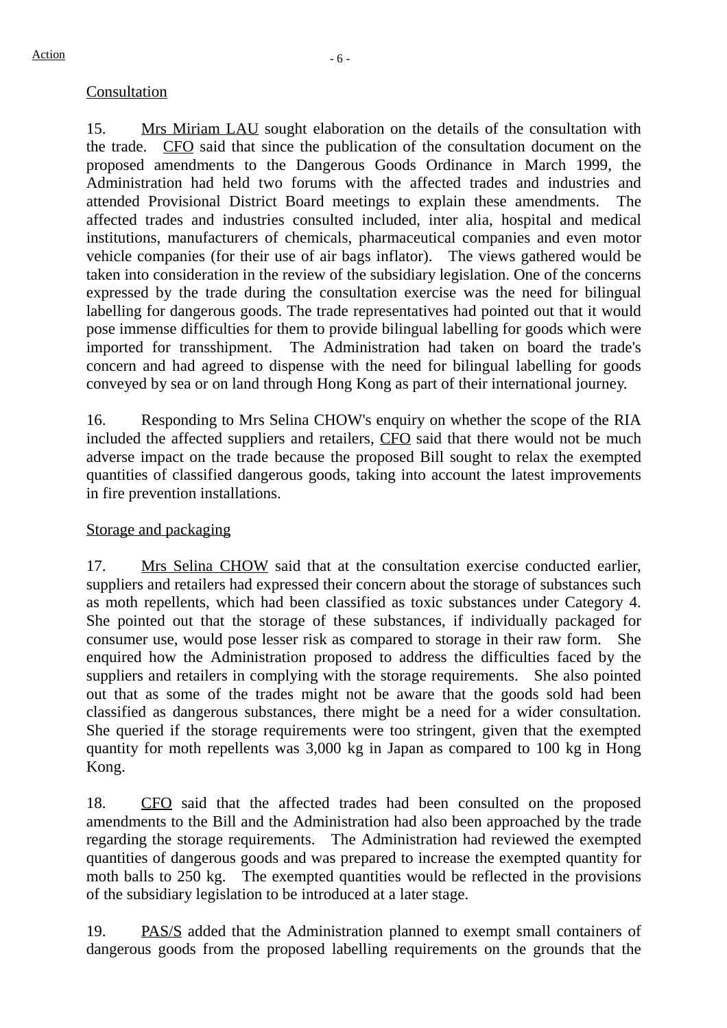Consultation

15. Mrs Miriam LAU sought elaboration on the details of the consultation with the trade. CFO said that since the publication of the consultation document on the proposed amendments to the Dangerous Goods Ordinance in March 1999, the Administration had held two forums with the affected trades and industries and attended Provisional District Board meetings to explain these amendments. The affected trades and industries consulted included, inter alia, hospital and medical institutions, manufacturers of chemicals, pharmaceutical companies and even motor vehicle companies (for their use of air bags inflator). The views gathered would be taken into consideration in the review of the subsidiary legislation. One of the concerns expressed by the trade during the consultation exercise was the need for bilingual labelling for dangerous goods. The trade representatives had pointed out that it would pose immense difficulties for them to provide bilingual labelling for goods which were imported for transshipment. The Administration had taken on board the trade's concern and had agreed to dispense with the need for bilingual labelling for goods conveyed by sea or on land through Hong Kong as part of their international journey.

16. Responding to Mrs Selina CHOW's enquiry on whether the scope of the RIA included the affected suppliers and retailers, CFO said that there would not be much adverse impact on the trade because the proposed Bill sought to relax the exempted quantities of classified dangerous goods, taking into account the latest improvements in fire prevention installations.

Storage and packaging

17. Mrs Selina CHOW said that at the consultation exercise conducted earlier, suppliers and retailers had expressed their concern about the storage of substances such as moth repellents, which had been classified as toxic substances under Category 4. She pointed out that the storage of these substances, if individually packaged for consumer use, would pose lesser risk as compared to storage in their raw form. She enquired how the Administration proposed to address the difficulties faced by the suppliers and retailers in complying with the storage requirements. She also pointed out that as some of the trades might not be aware that the goods sold had been classified as dangerous substances, there might be a need for a wider consultation. She queried if the storage requirements were too stringent, given that the exempted quantity for moth repellents was 3,000 kg in Japan as compared to 100 kg in Hong Kong.

18. CFO said that the affected trades had been consulted on the proposed amendments to the Bill and the Administration had also been approached by the trade regarding the storage requirements. The Administration had reviewed the exempted quantities of dangerous goods and was prepared to increase the exempted quantity for moth balls to 250 kg. The exempted quantities would be reflected in the provisions of the subsidiary legislation to be introduced at a later stage.

19. PAS/S added that the Administration planned to exempt small containers of dangerous goods from the proposed labelling requirements on the grounds that the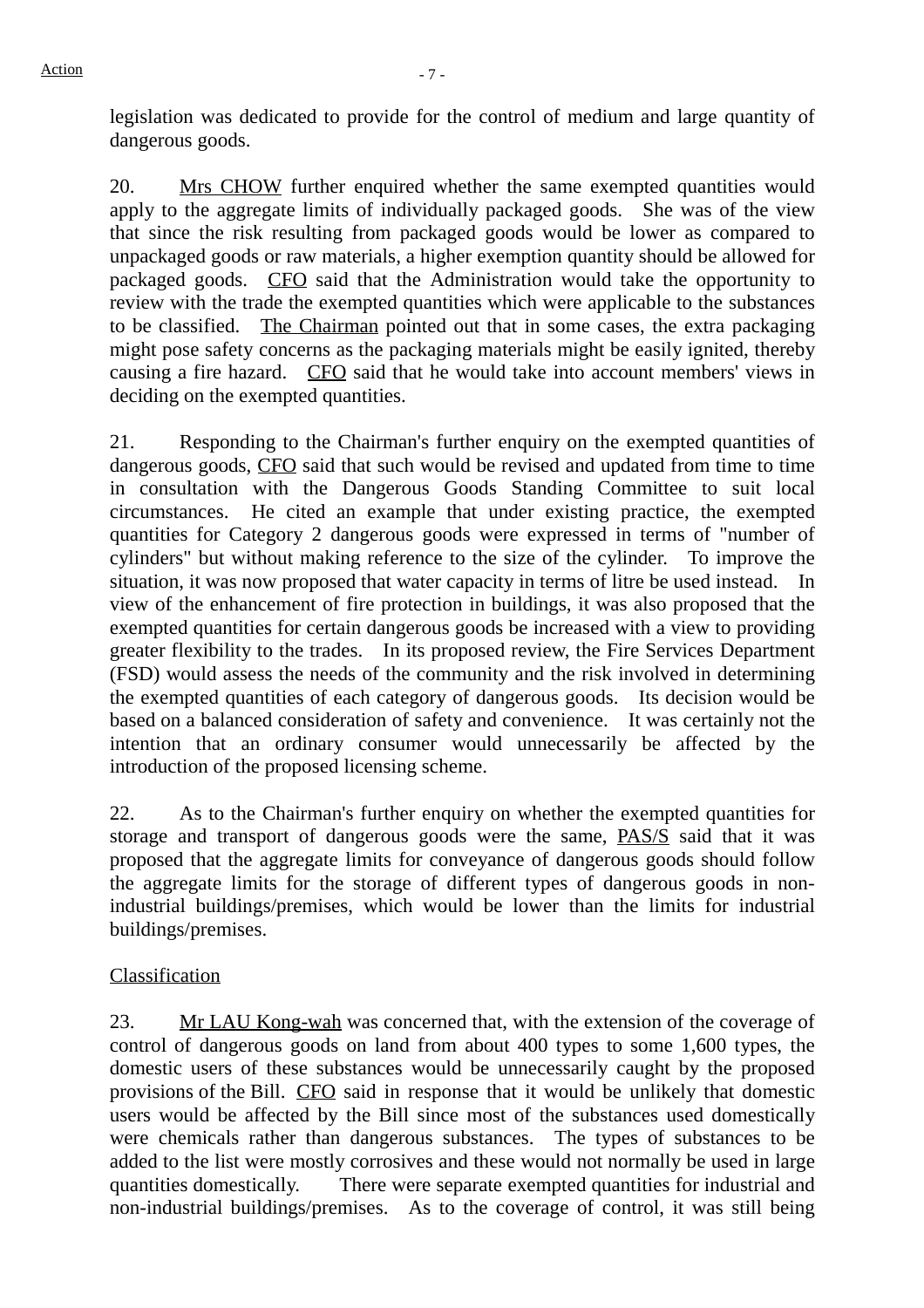legislation was dedicated to provide for the control of medium and large quantity of dangerous goods.

20. Mrs CHOW further enquired whether the same exempted quantities would apply to the aggregate limits of individually packaged goods. She was of the view that since the risk resulting from packaged goods would be lower as compared to unpackaged goods or raw materials, a higher exemption quantity should be allowed for packaged goods. CFO said that the Administration would take the opportunity to review with the trade the exempted quantities which were applicable to the substances to be classified. The Chairman pointed out that in some cases, the extra packaging might pose safety concerns as the packaging materials might be easily ignited, thereby causing a fire hazard. CFO said that he would take into account members' views in deciding on the exempted quantities.

21. Responding to the Chairman's further enquiry on the exempted quantities of dangerous goods, CFO said that such would be revised and updated from time to time in consultation with the Dangerous Goods Standing Committee to suit local circumstances. He cited an example that under existing practice, the exempted quantities for Category 2 dangerous goods were expressed in terms of "number of cylinders" but without making reference to the size of the cylinder. To improve the situation, it was now proposed that water capacity in terms of litre be used instead. In view of the enhancement of fire protection in buildings, it was also proposed that the exempted quantities for certain dangerous goods be increased with a view to providing greater flexibility to the trades. In its proposed review, the Fire Services Department (FSD) would assess the needs of the community and the risk involved in determining the exempted quantities of each category of dangerous goods. Its decision would be based on a balanced consideration of safety and convenience. It was certainly not the intention that an ordinary consumer would unnecessarily be affected by the introduction of the proposed licensing scheme.

22. As to the Chairman's further enquiry on whether the exempted quantities for storage and transport of dangerous goods were the same, PAS/S said that it was proposed that the aggregate limits for conveyance of dangerous goods should follow the aggregate limits for the storage of different types of dangerous goods in non-industrial buildings/premises, which would be lower than the limits for industrial buildings/premises.

Classification

23. Mr LAU Kong-wah was concerned that, with the extension of the coverage of control of dangerous goods on land from about 400 types to some 1,600 types, the domestic users of these substances would be unnecessarily caught by the proposed provisions of the Bill. CFO said in response that it would be unlikely that domestic users would be affected by the Bill since most of the substances used domestically were chemicals rather than dangerous substances. The types of substances to be added to the list were mostly corrosives and these would not normally be used in large quantities domestically. There were separate exempted quantities for industrial and non-industrial buildings/premises. As to the coverage of control, it was still being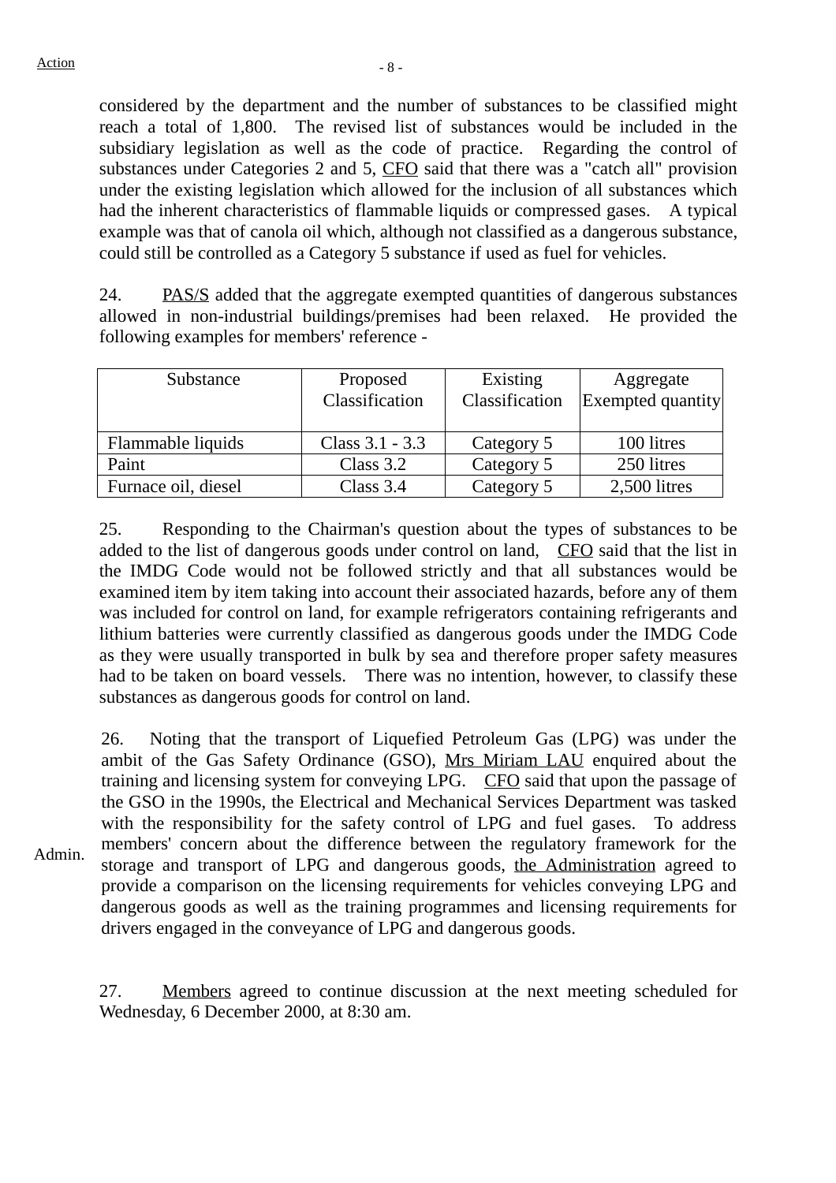considered by the department and the number of substances to be classified might reach a total of 1,800. The revised list of substances would be included in the subsidiary legislation as well as the code of practice. Regarding the control of substances under Categories 2 and 5, CFO said that there was a "catch all" provision under the existing legislation which allowed for the inclusion of all substances which had the inherent characteristics of flammable liquids or compressed gases. A typical example was that of canola oil which, although not classified as a dangerous substance, could still be controlled as a Category 5 substance if used as fuel for vehicles.

24. PAS/S added that the aggregate exempted quantities of dangerous substances allowed in non-industrial buildings/premises had been relaxed. He provided the following examples for members' reference -

| Substance | Proposed Classification | Existing Classification | Aggregate Exempted quantity |
|---|---|---|---|
| Flammable liquids | Class 3.1 - 3.3 | Category 5 | 100 litres |
| Paint | Class 3.2 | Category 5 | 250 litres |
| Furnace oil, diesel | Class 3.4 | Category 5 | 2,500 litres |

25. Responding to the Chairman's question about the types of substances to be added to the list of dangerous goods under control on land, CFO said that the list in the IMDG Code would not be followed strictly and that all substances would be examined item by item taking into account their associated hazards, before any of them was included for control on land, for example refrigerators containing refrigerants and lithium batteries were currently classified as dangerous goods under the IMDG Code as they were usually transported in bulk by sea and therefore proper safety measures had to be taken on board vessels. There was no intention, however, to classify these substances as dangerous goods for control on land.

26. Noting that the transport of Liquefied Petroleum Gas (LPG) was under the ambit of the Gas Safety Ordinance (GSO), Mrs Miriam LAU enquired about the training and licensing system for conveying LPG. CFO said that upon the passage of the GSO in the 1990s, the Electrical and Mechanical Services Department was tasked with the responsibility for the safety control of LPG and fuel gases. To address members' concern about the difference between the regulatory framework for the storage and transport of LPG and dangerous goods, the Administration agreed to provide a comparison on the licensing requirements for vehicles conveying LPG and dangerous goods as well as the training programmes and licensing requirements for drivers engaged in the conveyance of LPG and dangerous goods.

Action: Admin.

27. Members agreed to continue discussion at the next meeting scheduled for Wednesday, 6 December 2000, at 8:30 am.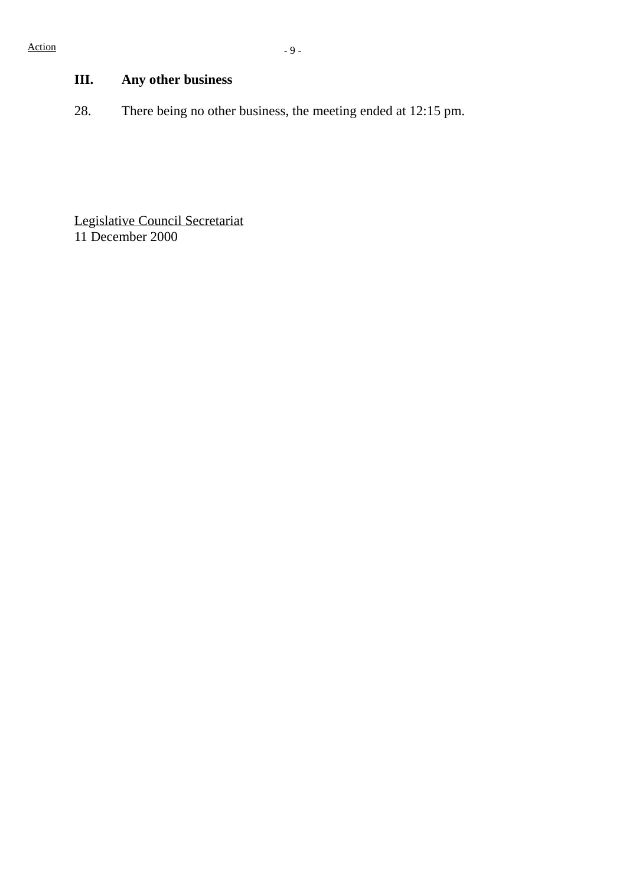Action

## III. Any other business

28. There being no other business, the meeting ended at 12:15 pm.

Legislative Council Secretariat
11 December 2000